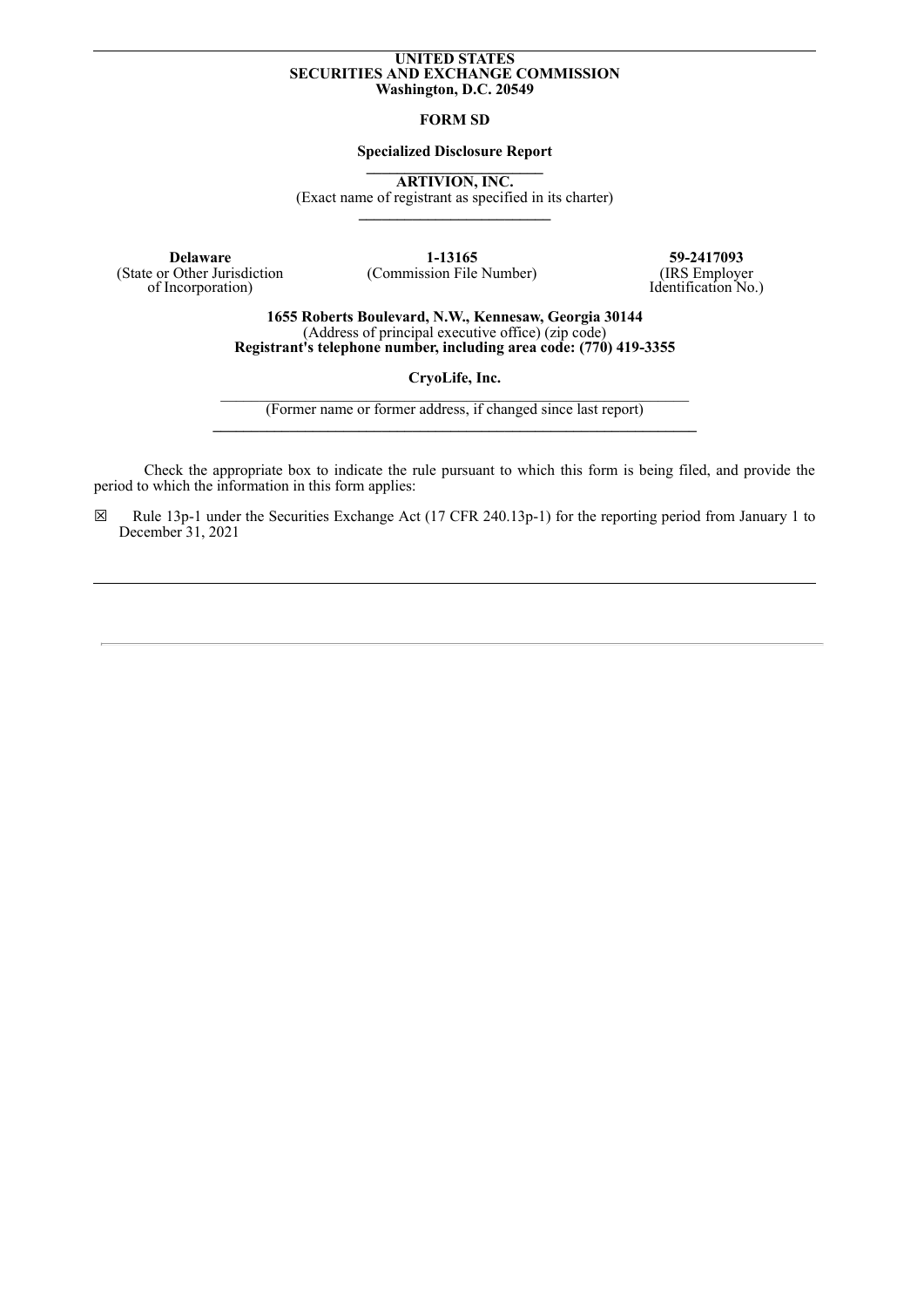**UNITED STATES**
**SECURITIES AND EXCHANGE COMMISSION**
**Washington, D.C. 20549**

**FORM SD**

**Specialized Disclosure Report**

**ARTIVION, INC.**
(Exact name of registrant as specified in its charter)

| **Delaware** | **1-13165** | **59-2417093** |
|---|---|---|
| (State or Other Jurisdiction of Incorporation) | (Commission File Number) | (IRS Employer Identification No.) |

**1655 Roberts Boulevard, N.W., Kennesaw, Georgia 30144**
(Address of principal executive office) (zip code)
**Registrant's telephone number, including area code: (770) 419-3355**

**CryoLife, Inc.**
(Former name or former address, if changed since last report)

Check the appropriate box to indicate the rule pursuant to which this form is being filed, and provide the period to which the information in this form applies:

☒ Rule 13p-1 under the Securities Exchange Act (17 CFR 240.13p-1) for the reporting period from January 1 to December 31, 2021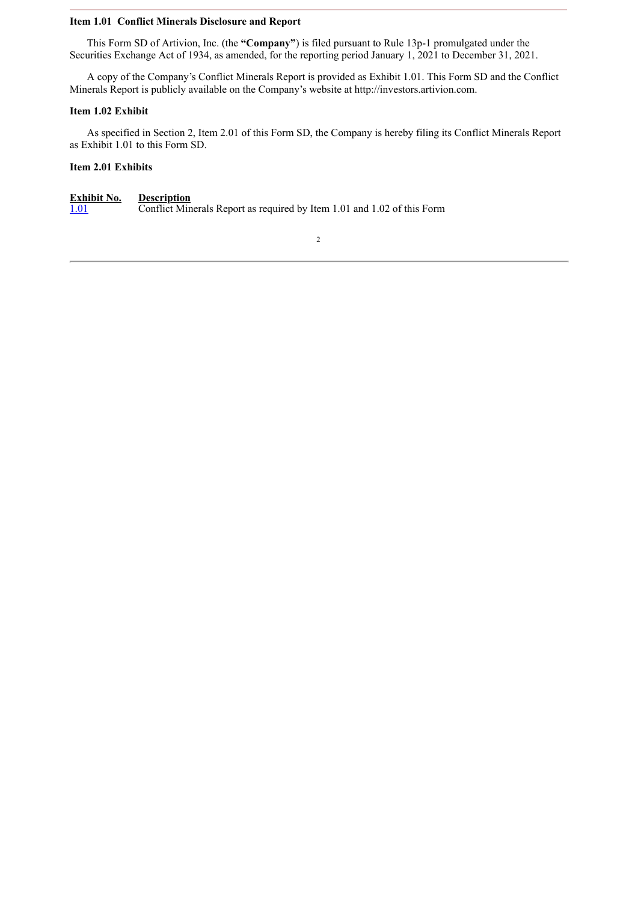### Item 1.01 Conflict Minerals Disclosure and Report

This Form SD of Artivion, Inc. (the **"Company"**) is filed pursuant to Rule 13p-1 promulgated under the Securities Exchange Act of 1934, as amended, for the reporting period January 1, 2021 to December 31, 2021.

A copy of the Company's Conflict Minerals Report is provided as Exhibit 1.01. This Form SD and the Conflict Minerals Report is publicly available on the Company's website at http://investors.artivion.com.

### Item 1.02 Exhibit

As specified in Section 2, Item 2.01 of this Form SD, the Company is hereby filing its Conflict Minerals Report as Exhibit 1.01 to this Form SD.

### Item 2.01 Exhibits

| Exhibit No. | Description |
|---|---|
| 1.01 | Conflict Minerals Report as required by Item 1.01 and 1.02 of this Form |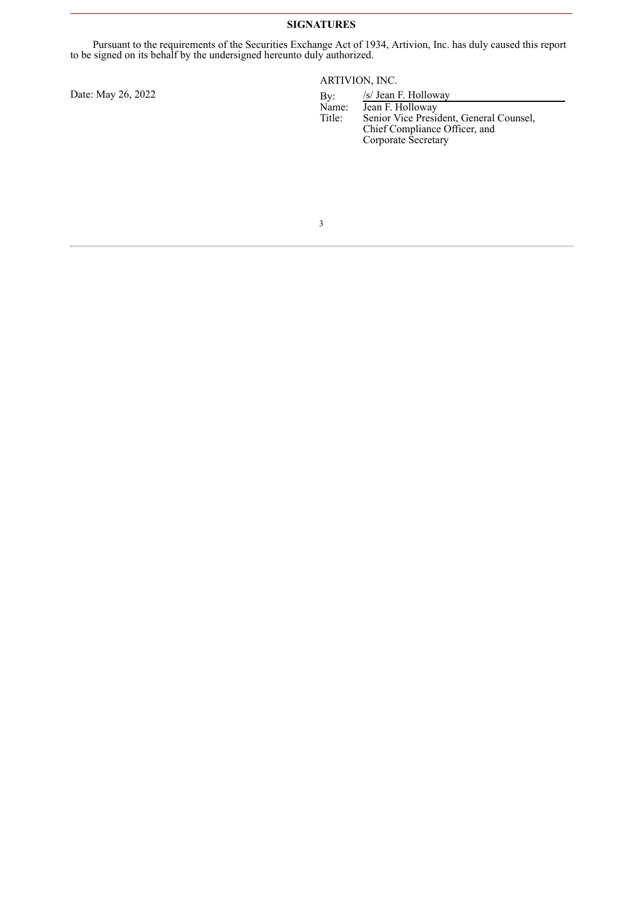## SIGNATURES

Pursuant to the requirements of the Securities Exchange Act of 1934, Artivion, Inc. has duly caused this report to be signed on its behalf by the undersigned hereunto duly authorized.

Date: May 26, 2022

ARTIVION, INC.

By: /s/ Jean F. Holloway

Name: Jean F. Holloway

Title: Senior Vice President, General Counsel, Chief Compliance Officer, and Corporate Secretary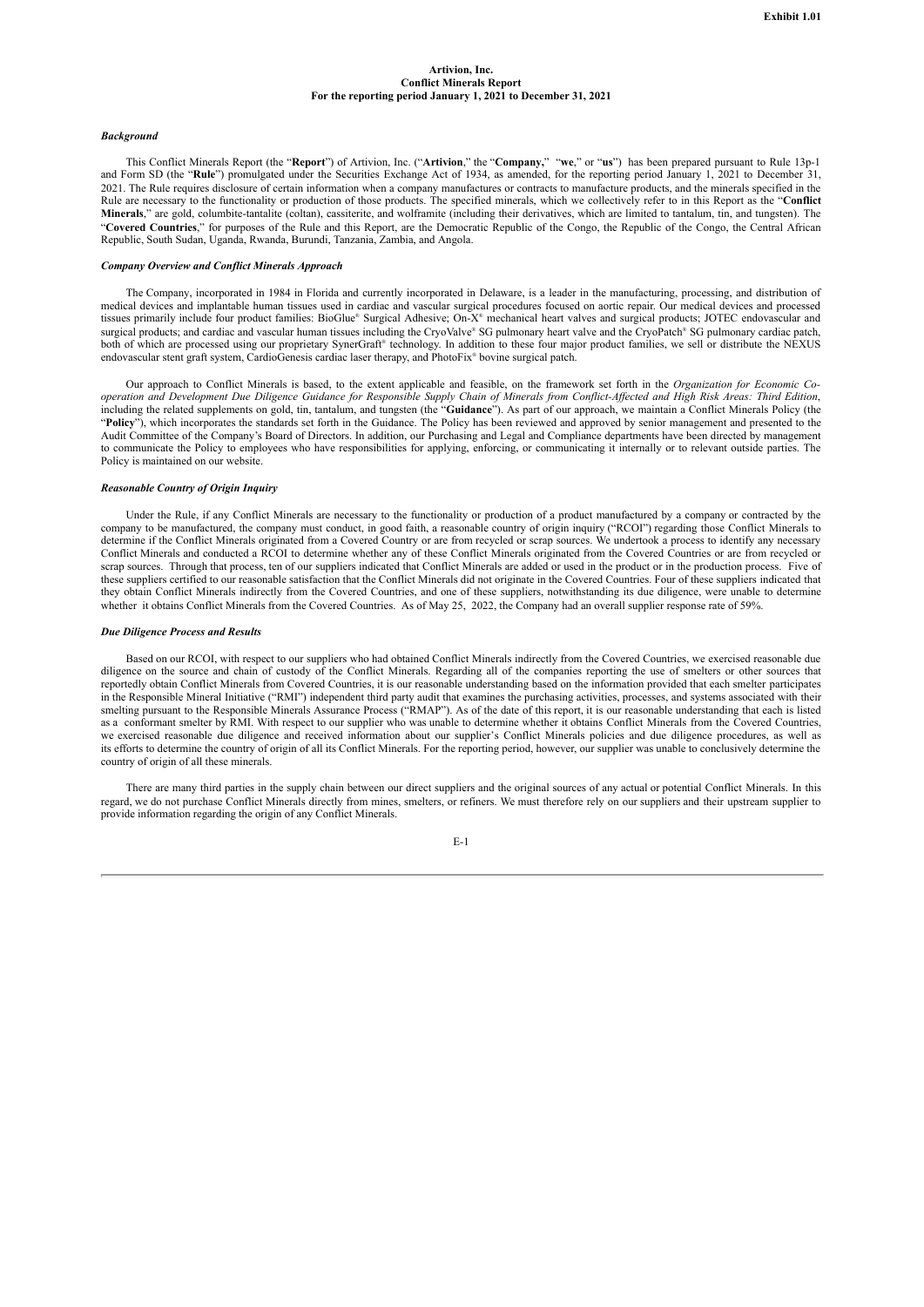**Exhibit 1.01**

**Artivion, Inc.**
**Conflict Minerals Report**
**For the reporting period January 1, 2021 to December 31, 2021**

***Background***

This Conflict Minerals Report (the "**Report**") of Artivion, Inc. ("**Artivion**," the "**Company,**" "**we**," or "**us**") has been prepared pursuant to Rule 13p-1 and Form SD (the "**Rule**") promulgated under the Securities Exchange Act of 1934, as amended, for the reporting period January 1, 2021 to December 31, 2021. The Rule requires disclosure of certain information when a company manufactures or contracts to manufacture products, and the minerals specified in the Rule are necessary to the functionality or production of those products. The specified minerals, which we collectively refer to in this Report as the "**Conflict Minerals**," are gold, columbite-tantalite (coltan), cassiterite, and wolframite (including their derivatives, which are limited to tantalum, tin, and tungsten). The "**Covered Countries**," for purposes of the Rule and this Report, are the Democratic Republic of the Congo, the Republic of the Congo, the Central African Republic, South Sudan, Uganda, Rwanda, Burundi, Tanzania, Zambia, and Angola.

***Company Overview and Conflict Minerals Approach***

The Company, incorporated in 1984 in Florida and currently incorporated in Delaware, is a leader in the manufacturing, processing, and distribution of medical devices and implantable human tissues used in cardiac and vascular surgical procedures focused on aortic repair. Our medical devices and processed tissues primarily include four product families: BioGlue® Surgical Adhesive; On-X® mechanical heart valves and surgical products; JOTEC endovascular and surgical products; and cardiac and vascular human tissues including the CryoValve® SG pulmonary heart valve and the CryoPatch® SG pulmonary cardiac patch, both of which are processed using our proprietary SynerGraft® technology. In addition to these four major product families, we sell or distribute the NEXUS endovascular stent graft system, CardioGenesis cardiac laser therapy, and PhotoFix® bovine surgical patch.

Our approach to Conflict Minerals is based, to the extent applicable and feasible, on the framework set forth in the *Organization for Economic Co-operation and Development Due Diligence Guidance for Responsible Supply Chain of Minerals from Conflict-Affected and High Risk Areas: Third Edition*, including the related supplements on gold, tin, tantalum, and tungsten (the "**Guidance**"). As part of our approach, we maintain a Conflict Minerals Policy (the "**Policy**"), which incorporates the standards set forth in the Guidance. The Policy has been reviewed and approved by senior management and presented to the Audit Committee of the Company's Board of Directors. In addition, our Purchasing and Legal and Compliance departments have been directed by management to communicate the Policy to employees who have responsibilities for applying, enforcing, or communicating it internally or to relevant outside parties. The Policy is maintained on our website.

***Reasonable Country of Origin Inquiry***

Under the Rule, if any Conflict Minerals are necessary to the functionality or production of a product manufactured by a company or contracted by the company to be manufactured, the company must conduct, in good faith, a reasonable country of origin inquiry ("RCOI") regarding those Conflict Minerals to determine if the Conflict Minerals originated from a Covered Country or are from recycled or scrap sources. We undertook a process to identify any necessary Conflict Minerals and conducted a RCOI to determine whether any of these Conflict Minerals originated from the Covered Countries or are from recycled or scrap sources. Through that process, ten of our suppliers indicated that Conflict Minerals are added or used in the product or in the production process. Five of these suppliers certified to our reasonable satisfaction that the Conflict Minerals did not originate in the Covered Countries. Four of these suppliers indicated that they obtain Conflict Minerals indirectly from the Covered Countries, and one of these suppliers, notwithstanding its due diligence, were unable to determine whether it obtains Conflict Minerals from the Covered Countries. As of May 25, 2022, the Company had an overall supplier response rate of 59%.

***Due Diligence Process and Results***

Based on our RCOI, with respect to our suppliers who had obtained Conflict Minerals indirectly from the Covered Countries, we exercised reasonable due diligence on the source and chain of custody of the Conflict Minerals. Regarding all of the companies reporting the use of smelters or other sources that reportedly obtain Conflict Minerals from Covered Countries, it is our reasonable understanding based on the information provided that each smelter participates in the Responsible Mineral Initiative ("RMI") independent third party audit that examines the purchasing activities, processes, and systems associated with their smelting pursuant to the Responsible Minerals Assurance Process ("RMAP"). As of the date of this report, it is our reasonable understanding that each is listed as a conformant smelter by RMI. With respect to our supplier who was unable to determine whether it obtains Conflict Minerals from the Covered Countries, we exercised reasonable due diligence and received information about our supplier's Conflict Minerals policies and due diligence procedures, as well as its efforts to determine the country of origin of all its Conflict Minerals. For the reporting period, however, our supplier was unable to conclusively determine the country of origin of all these minerals.

There are many third parties in the supply chain between our direct suppliers and the original sources of any actual or potential Conflict Minerals. In this regard, we do not purchase Conflict Minerals directly from mines, smelters, or refiners. We must therefore rely on our suppliers and their upstream supplier to provide information regarding the origin of any Conflict Minerals.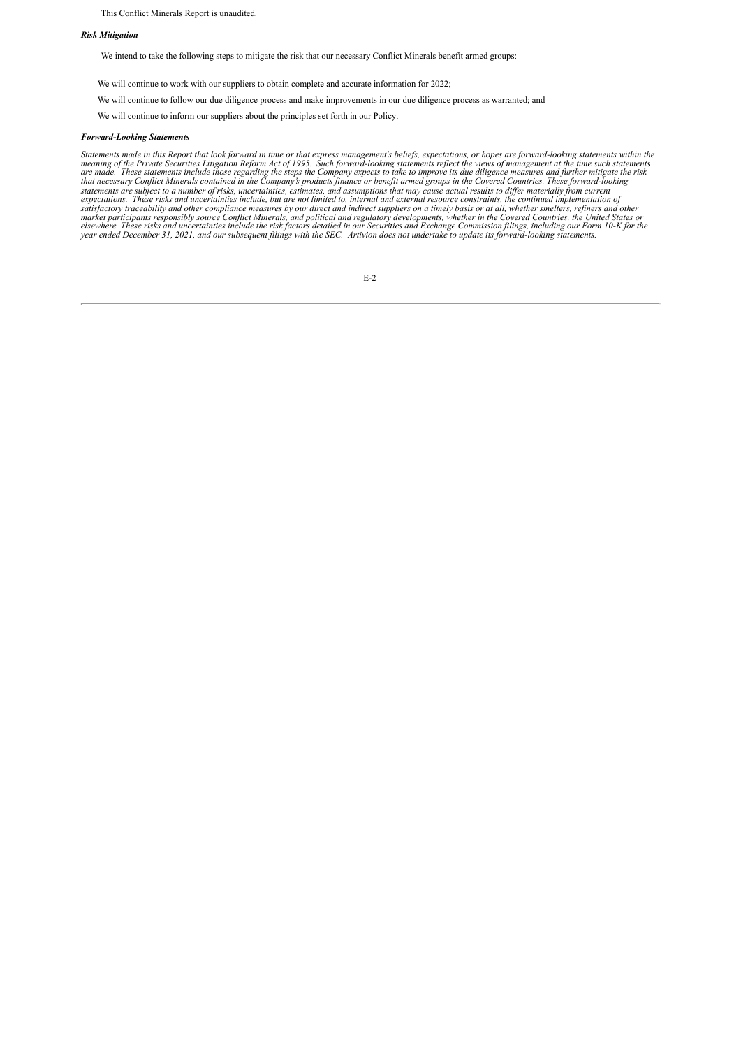This Conflict Minerals Report is unaudited.

***Risk Mitigation***

We intend to take the following steps to mitigate the risk that our necessary Conflict Minerals benefit armed groups:

We will continue to work with our suppliers to obtain complete and accurate information for 2022;

We will continue to follow our due diligence process and make improvements in our due diligence process as warranted; and

We will continue to inform our suppliers about the principles set forth in our Policy.

***Forward-Looking Statements***

*Statements made in this Report that look forward in time or that express management's beliefs, expectations, or hopes are forward-looking statements within the meaning of the Private Securities Litigation Reform Act of 1995. Such forward-looking statements reflect the views of management at the time such statements are made. These statements include those regarding the steps the Company expects to take to improve its due diligence measures and further mitigate the risk that necessary Conflict Minerals contained in the Company's products finance or benefit armed groups in the Covered Countries. These forward-looking statements are subject to a number of risks, uncertainties, estimates, and assumptions that may cause actual results to differ materially from current expectations. These risks and uncertainties include, but are not limited to, internal and external resource constraints, the continued implementation of satisfactory traceability and other compliance measures by our direct and indirect suppliers on a timely basis or at all, whether smelters, refiners and other market participants responsibly source Conflict Minerals, and political and regulatory developments, whether in the Covered Countries, the United States or elsewhere. These risks and uncertainties include the risk factors detailed in our Securities and Exchange Commission filings, including our Form 10-K for the year ended December 31, 2021, and our subsequent filings with the SEC. Artivion does not undertake to update its forward-looking statements.*